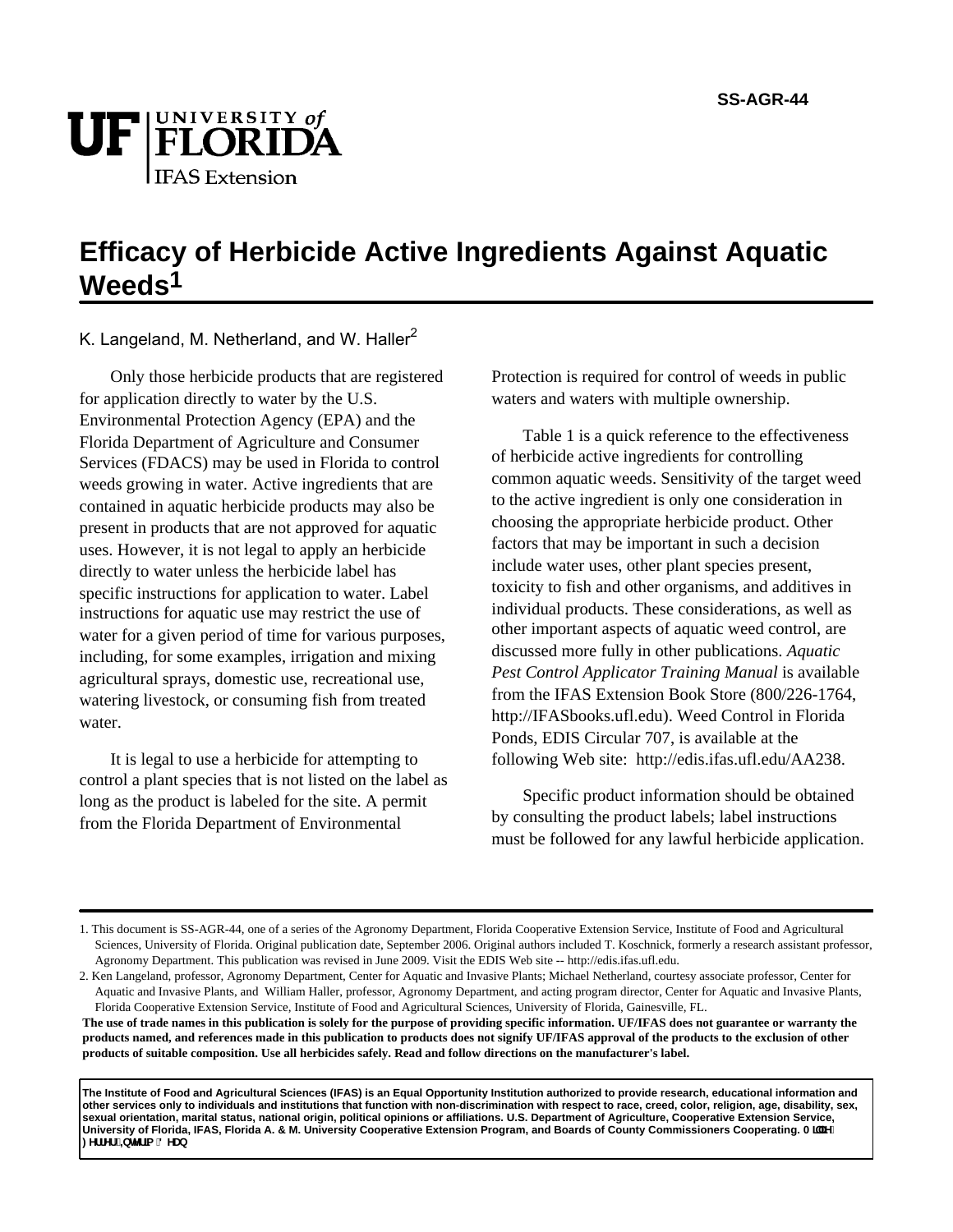SS-AGR-44

UF | UNIVERSITY of FLORIDA
IFAS Extension

# Efficacy of Herbicide Active Ingredients Against Aquatic Weeds[1]

K. Langeland, M. Netherland, and W. Haller[2]

Only those herbicide products that are registered for application directly to water by the U.S. Environmental Protection Agency (EPA) and the Florida Department of Agriculture and Consumer Services (FDACS) may be used in Florida to control weeds growing in water. Active ingredients that are contained in aquatic herbicide products may also be present in products that are not approved for aquatic uses. However, it is not legal to apply an herbicide directly to water unless the herbicide label has specific instructions for application to water. Label instructions for aquatic use may restrict the use of water for a given period of time for various purposes, including, for some examples, irrigation and mixing agricultural sprays, domestic use, recreational use, watering livestock, or consuming fish from treated water.

It is legal to use a herbicide for attempting to control a plant species that is not listed on the label as long as the product is labeled for the site. A permit from the Florida Department of Environmental Protection is required for control of weeds in public waters and waters with multiple ownership.

Table 1 is a quick reference to the effectiveness of herbicide active ingredients for controlling common aquatic weeds. Sensitivity of the target weed to the active ingredient is only one consideration in choosing the appropriate herbicide product. Other factors that may be important in such a decision include water uses, other plant species present, toxicity to fish and other organisms, and additives in individual products. These considerations, as well as other important aspects of aquatic weed control, are discussed more fully in other publications. *Aquatic Pest Control Applicator Training Manual* is available from the IFAS Extension Book Store (800/226-1764, http://IFASbooks.ufl.edu). Weed Control in Florida Ponds, EDIS Circular 707, is available at the following Web site: http://edis.ifas.ufl.edu/AA238.

Specific product information should be obtained by consulting the product labels; label instructions must be followed for any lawful herbicide application.

---

1. This document is SS-AGR-44, one of a series of the Agronomy Department, Florida Cooperative Extension Service, Institute of Food and Agricultural Sciences, University of Florida. Original publication date, September 2006. Original authors included T. Koschnick, formerly a research assistant professor, Agronomy Department. This publication was revised in June 2009. Visit the EDIS Web site -- http://edis.ifas.ufl.edu.

2. Ken Langeland, professor, Agronomy Department, Center for Aquatic and Invasive Plants; Michael Netherland, courtesy associate professor, Center for Aquatic and Invasive Plants, and William Haller, professor, Agronomy Department, and acting program director, Center for Aquatic and Invasive Plants, Florida Cooperative Extension Service, Institute of Food and Agricultural Sciences, University of Florida, Gainesville, FL.

**The use of trade names in this publication is solely for the purpose of providing specific information. UF/IFAS does not guarantee or warranty the products named, and references made in this publication to products does not signify UF/IFAS approval of the products to the exclusion of other products of suitable composition. Use all herbicides safely. Read and follow directions on the manufacturer's label.**

**The Institute of Food and Agricultural Sciences (IFAS) is an Equal Opportunity Institution authorized to provide research, educational information and other services only to individuals and institutions that function with non-discrimination with respect to race, creed, color, religion, age, disability, sex, sexual orientation, marital status, national origin, political opinions or affiliations. U.S. Department of Agriculture, Cooperative Extension Service, University of Florida, IFAS, Florida A. & M. University Cooperative Extension Program, and Boards of County Commissioners Cooperating. Millie Ferrer-Chancy, Interim Dean**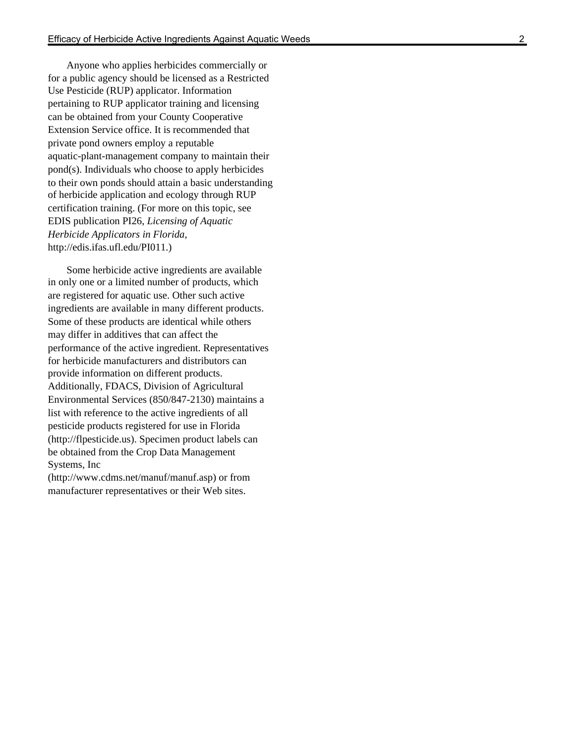Anyone who applies herbicides commercially or for a public agency should be licensed as a Restricted Use Pesticide (RUP) applicator. Information pertaining to RUP applicator training and licensing can be obtained from your County Cooperative Extension Service office. It is recommended that private pond owners employ a reputable aquatic-plant-management company to maintain their pond(s). Individuals who choose to apply herbicides to their own ponds should attain a basic understanding of herbicide application and ecology through RUP certification training. (For more on this topic, see EDIS publication PI26, *Licensing of Aquatic Herbicide Applicators in Florida*, http://edis.ifas.ufl.edu/PI011.)

Some herbicide active ingredients are available in only one or a limited number of products, which are registered for aquatic use. Other such active ingredients are available in many different products. Some of these products are identical while others may differ in additives that can affect the performance of the active ingredient. Representatives for herbicide manufacturers and distributors can provide information on different products. Additionally, FDACS, Division of Agricultural Environmental Services (850/847-2130) maintains a list with reference to the active ingredients of all pesticide products registered for use in Florida (http://flpesticide.us). Specimen product labels can be obtained from the Crop Data Management Systems, Inc (http://www.cdms.net/manuf/manuf.asp) or from manufacturer representatives or their Web sites.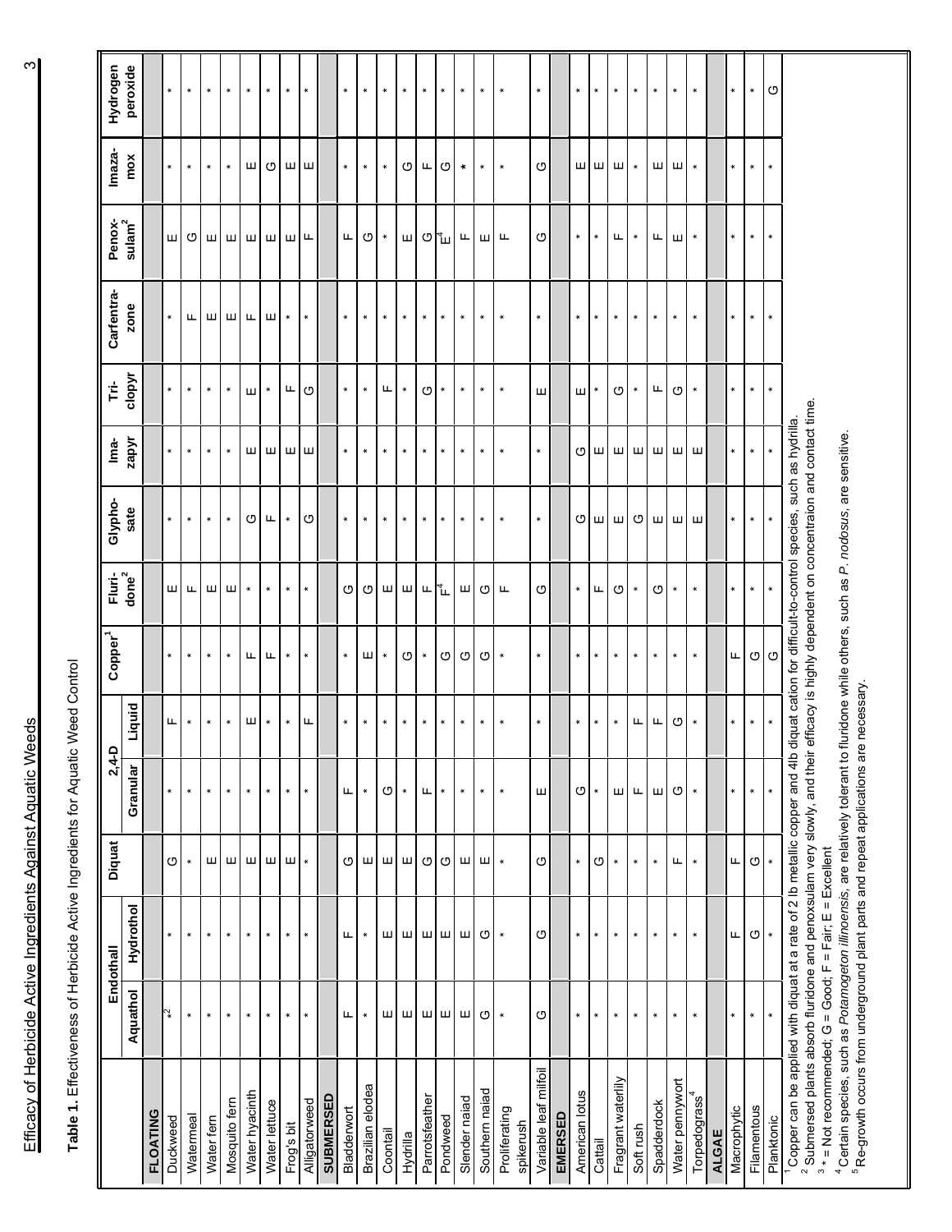**Table 1.** Effectiveness of Herbicide Active Ingredients for Aquatic Weed Control

| | Endothall | | Diquat | 2,4-D | | Copper[1] | Fluridone[2] | Glyphosate | Imazapyr | Triclopyr | Carfentrazone | Penoxsulam[2] | Imazamox | Hydrogen peroxide |
|---|---|---|---|---|---|---|---|---|---|---|---|---|---|---|
| | Aquathol | Hydrothol | | Granular | Liquid | | | | | | | | | |
| **FLOATING** | | | | | | | | | | | | | | |
| Duckweed | *[3] | * | G | * | F | * | E | * | * | * | * | E | * | * |
| Watermeal | * | * | * | * | * | * | F | * | * | * | F | G | * | * |
| Water fern | * | * | E | * | * | * | E | * | * | * | E | E | * | * |
| Mosquito fern | * | * | E | * | * | * | E | * | * | * | E | E | * | * |
| Water hyacinth | * | * | E | * | E | F | * | G | E | E | F | E | E | * |
| Water lettuce | * | * | E | * | * | F | * | F | E | * | E | E | G | * |
| Frog's bit | * | * | E | * | * | * | * | * | E | F | * | E | E | * |
| Alligatorweed | * | * | * | * | F | * | * | G | E | G | * | F | E | * |
| **SUBMERSED** | | | | | | | | | | | | | | |
| Bladderwort | F | F | G | F | * | * | G | * | * | * | * | F | * | * |
| Brazilian elodea | * | * | E | * | * | E | G | * | * | * | * | G | * | * |
| Coontail | E | E | E | G | * | * | E | * | * | F | * | * | * | * |
| Hydrilla | E | E | E | * | * | G | E | * | * | * | * | E | G | * |
| Parrotsfeather | E | E | G | F | * | * | F | * | * | G | * | G | F | * |
| Pondweed | E | E | G | * | * | G | F[4] | * | * | * | * | E[4] | G | * |
| Slender naiad | E | E | E | * | * | G | E | * | * | * | * | F | * | * |
| Southern naiad | G | G | E | * | * | G | G | * | * | * | * | E | * | * |
| Proliferating spikerush | * | * | * | * | * | * | F | * | * | * | * | F | * | * |
| Variable leaf milfoil | G | G | G | E | * | * | G | * | * | E | * | G | G | * |
| **EMERSED** | | | | | | | | | | | | | | |
| American lotus | * | * | * | G | * | * | * | G | G | E | * | * | E | * |
| Cattail | * | * | G | * | * | * | F | E | E | * | * | * | E | * |
| Fragrant waterlily | * | * | * | E | * | * | G | E | E | G | * | F | E | * |
| Soft rush | * | * | * | F | F | * | * | G | E | * | * | * | * | * |
| Spadderdock | * | * | * | E | F | * | G | E | E | F | * | F | E | * |
| Water pennywort | * | * | F | G | G | * | * | E | E | G | * | E | E | * |
| Torpedograss[5] | * | * | * | * | * | * | * | E | E | * | * | * | * | * |
| **ALGAE** | | | | | | | | | | | | | | |
| Macrophytic | * | F | F | * | * | F | * | * | * | * | * | * | * | * |
| Filamentous | * | G | G | * | * | G | * | * | * | * | * | * | * | * |
| Planktonic | * | * | * | * | * | G | * | * | * | * | * | * | * | G |

[1] Copper can be applied with diquat at a rate of 2 lb metallic copper and 4lb diquat cation for difficult-to-control species, such as hydrilla.
[2] Submersed plants absorb fluridone and penoxsulam very slowly, and their efficacy is highly dependent on concentraion and contact time.
[3] * = Not recommended; G = Good; F = Fair; E = Excellent
[4] Certain species, such as *Potamogeton illinoensis*, are relatively tolerant to fluridone while others, such as *P. nodosus*, are sensitive.
[5] Re-growth occurs from underground plant parts and repeat applications are necessary.